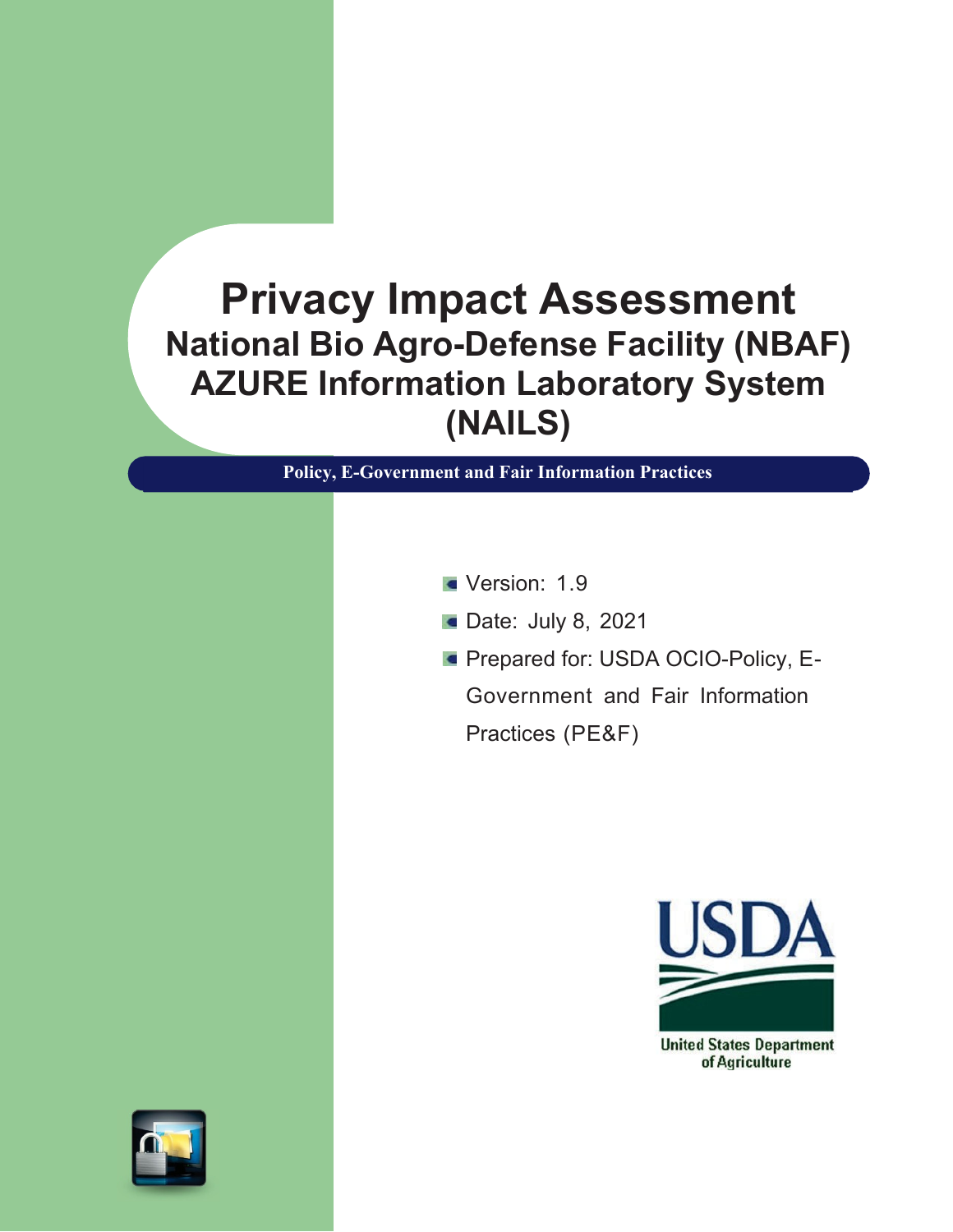# Privacy Impact Assessment

## National Bio Agro-Defense Facility (NBAF) AZURE Information Laboratory System (NAILS)

**Policy, E-Government and Fair Information Practices**

- Version: 1.9
- Date: July 8, 2021
- Prepared for: USDA OCIO-Policy, E-Government and Fair Information Practices (PE&F)

USDA

United States Department of Agriculture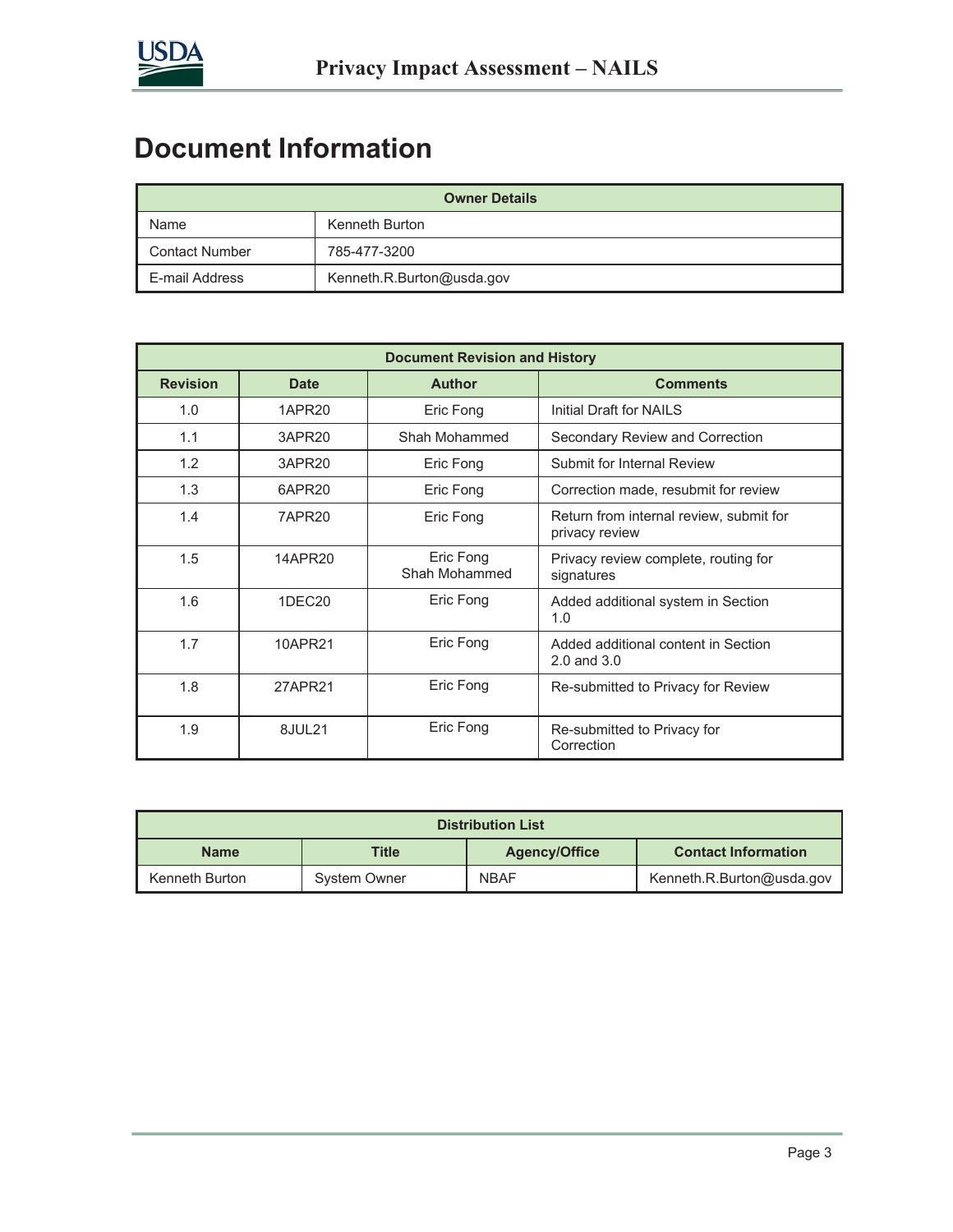# Document Information

| Owner Details | |
|---|---|
| Name | Kenneth Burton |
| Contact Number | 785-477-3200 |
| E-mail Address | Kenneth.R.Burton@usda.gov |

**Document Revision and History**

| Revision | Date | Author | Comments |
|---|---|---|---|
| 1.0 | 1APR20 | Eric Fong | Initial Draft for NAILS |
| 1.1 | 3APR20 | Shah Mohammed | Secondary Review and Correction |
| 1.2 | 3APR20 | Eric Fong | Submit for Internal Review |
| 1.3 | 6APR20 | Eric Fong | Correction made, resubmit for review |
| 1.4 | 7APR20 | Eric Fong | Return from internal review, submit for privacy review |
| 1.5 | 14APR20 | Eric Fong<br>Shah Mohammed | Privacy review complete, routing for signatures |
| 1.6 | 1DEC20 | Eric Fong | Added additional system in Section 1.0 |
| 1.7 | 10APR21 | Eric Fong | Added additional content in Section 2.0 and 3.0 |
| 1.8 | 27APR21 | Eric Fong | Re-submitted to Privacy for Review |
| 1.9 | 8JUL21 | Eric Fong | Re-submitted to Privacy for Correction |

**Distribution List**

| Name | Title | Agency/Office | Contact Information |
|---|---|---|---|
| Kenneth Burton | System Owner | NBAF | Kenneth.R.Burton@usda.gov |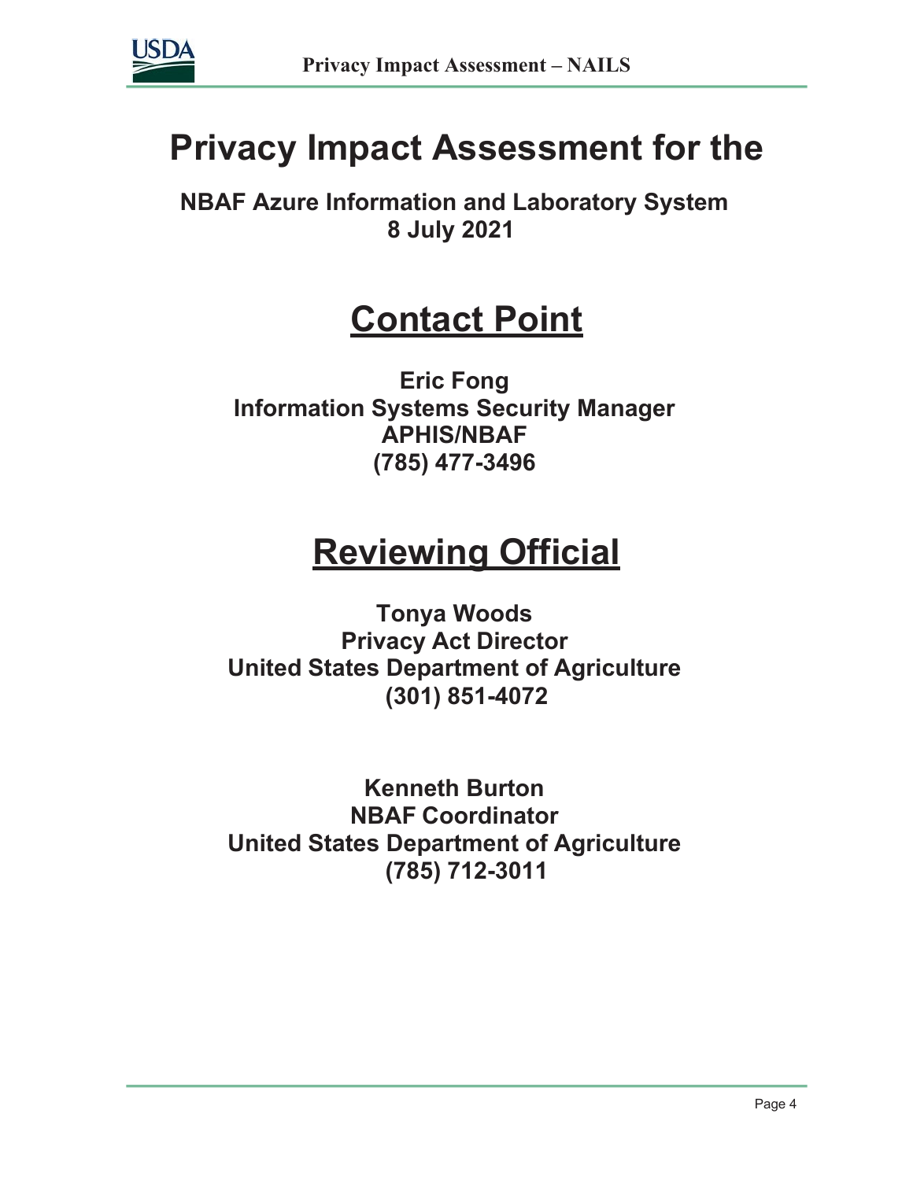# Privacy Impact Assessment for the

**NBAF Azure Information and Laboratory System**
**8 July 2021**

## Contact Point

**Eric Fong**
**Information Systems Security Manager**
**APHIS/NBAF**
**(785) 477-3496**

## Reviewing Official

**Tonya Woods**
**Privacy Act Director**
**United States Department of Agriculture**
**(301) 851-4072**

**Kenneth Burton**
**NBAF Coordinator**
**United States Department of Agriculture**
**(785) 712-3011**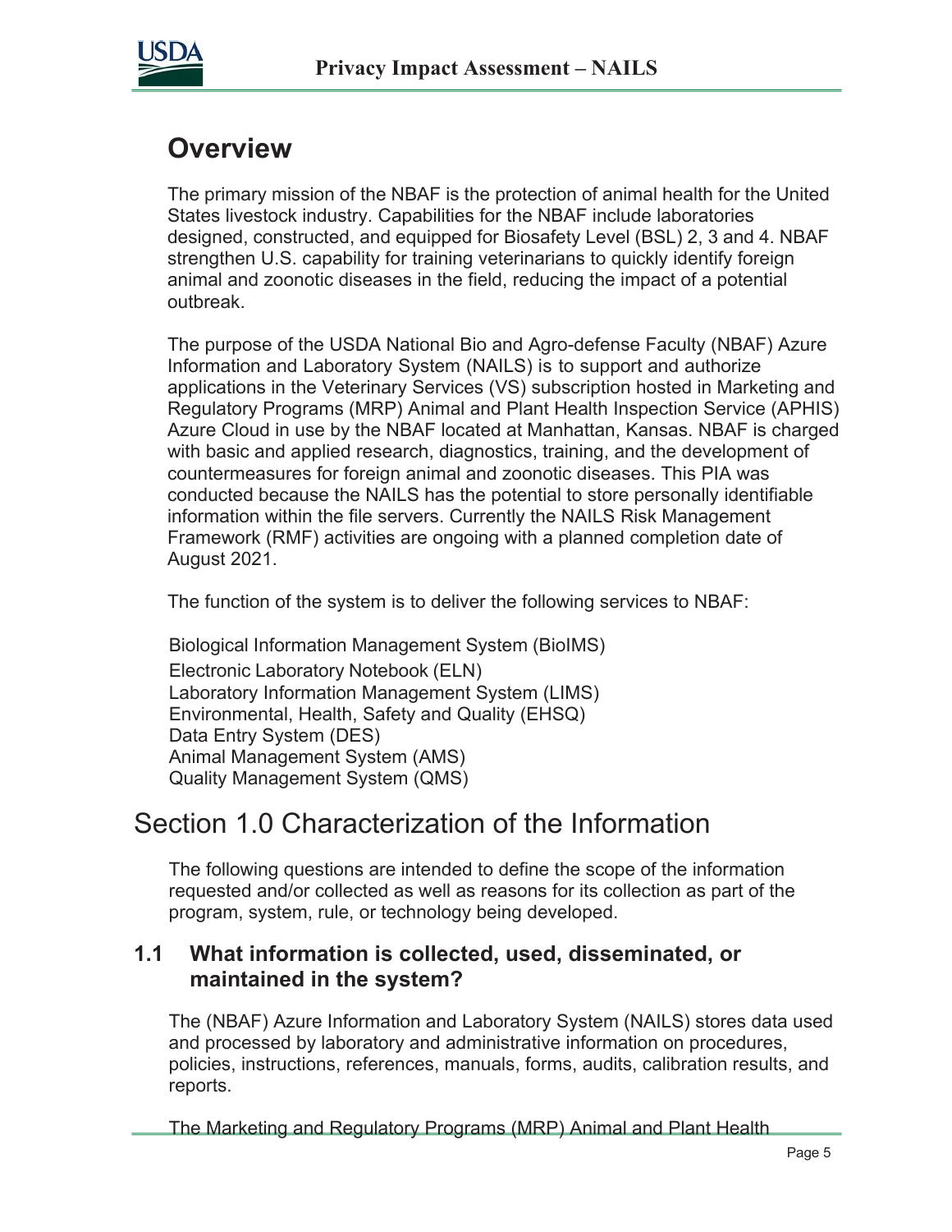# Overview

The primary mission of the NBAF is the protection of animal health for the United States livestock industry. Capabilities for the NBAF include laboratories designed, constructed, and equipped for Biosafety Level (BSL) 2, 3 and 4. NBAF strengthen U.S. capability for training veterinarians to quickly identify foreign animal and zoonotic diseases in the field, reducing the impact of a potential outbreak.

The purpose of the USDA National Bio and Agro-defense Faculty (NBAF) Azure Information and Laboratory System (NAILS) is to support and authorize applications in the Veterinary Services (VS) subscription hosted in Marketing and Regulatory Programs (MRP) Animal and Plant Health Inspection Service (APHIS) Azure Cloud in use by the NBAF located at Manhattan, Kansas. NBAF is charged with basic and applied research, diagnostics, training, and the development of countermeasures for foreign animal and zoonotic diseases. This PIA was conducted because the NAILS has the potential to store personally identifiable information within the file servers. Currently the NAILS Risk Management Framework (RMF) activities are ongoing with a planned completion date of August 2021.

The function of the system is to deliver the following services to NBAF:

Biological Information Management System (BioIMS)
Electronic Laboratory Notebook (ELN)
Laboratory Information Management System (LIMS)
Environmental, Health, Safety and Quality (EHSQ)
Data Entry System (DES)
Animal Management System (AMS)
Quality Management System (QMS)

# Section 1.0 Characterization of the Information

The following questions are intended to define the scope of the information requested and/or collected as well as reasons for its collection as part of the program, system, rule, or technology being developed.

## 1.1 What information is collected, used, disseminated, or maintained in the system?

The (NBAF) Azure Information and Laboratory System (NAILS) stores data used and processed by laboratory and administrative information on procedures, policies, instructions, references, manuals, forms, audits, calibration results, and reports.

The Marketing and Regulatory Programs (MRP) Animal and Plant Health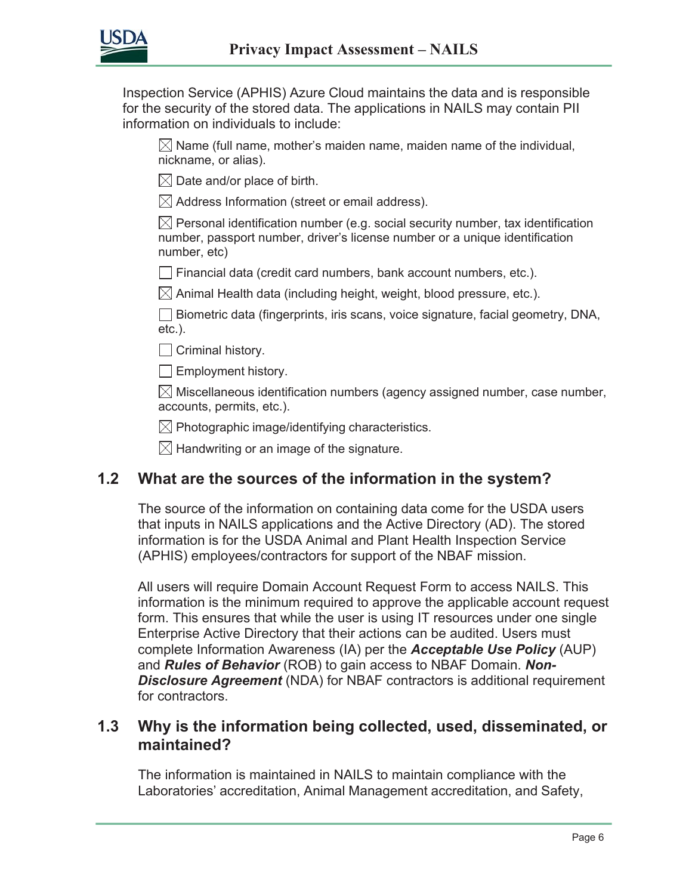Inspection Service (APHIS) Azure Cloud maintains the data and is responsible for the security of the stored data. The applications in NAILS may contain PII information on individuals to include:

- ☒ Name (full name, mother's maiden name, maiden name of the individual, nickname, or alias).
- ☒ Date and/or place of birth.
- ☒ Address Information (street or email address).
- ☒ Personal identification number (e.g. social security number, tax identification number, passport number, driver's license number or a unique identification number, etc)
- ☐ Financial data (credit card numbers, bank account numbers, etc.).
- ☒ Animal Health data (including height, weight, blood pressure, etc.).
- ☐ Biometric data (fingerprints, iris scans, voice signature, facial geometry, DNA, etc.).
- ☐ Criminal history.
- ☐ Employment history.
- ☒ Miscellaneous identification numbers (agency assigned number, case number, accounts, permits, etc.).
- ☒ Photographic image/identifying characteristics.
- ☒ Handwriting or an image of the signature.

## 1.2 What are the sources of the information in the system?

The source of the information on containing data come for the USDA users that inputs in NAILS applications and the Active Directory (AD). The stored information is for the USDA Animal and Plant Health Inspection Service (APHIS) employees/contractors for support of the NBAF mission.

All users will require Domain Account Request Form to access NAILS. This information is the minimum required to approve the applicable account request form. This ensures that while the user is using IT resources under one single Enterprise Active Directory that their actions can be audited. Users must complete Information Awareness (IA) per the ***Acceptable Use Policy*** (AUP) and ***Rules of Behavior*** (ROB) to gain access to NBAF Domain. ***Non-Disclosure Agreement*** (NDA) for NBAF contractors is additional requirement for contractors.

## 1.3 Why is the information being collected, used, disseminated, or maintained?

The information is maintained in NAILS to maintain compliance with the Laboratories' accreditation, Animal Management accreditation, and Safety,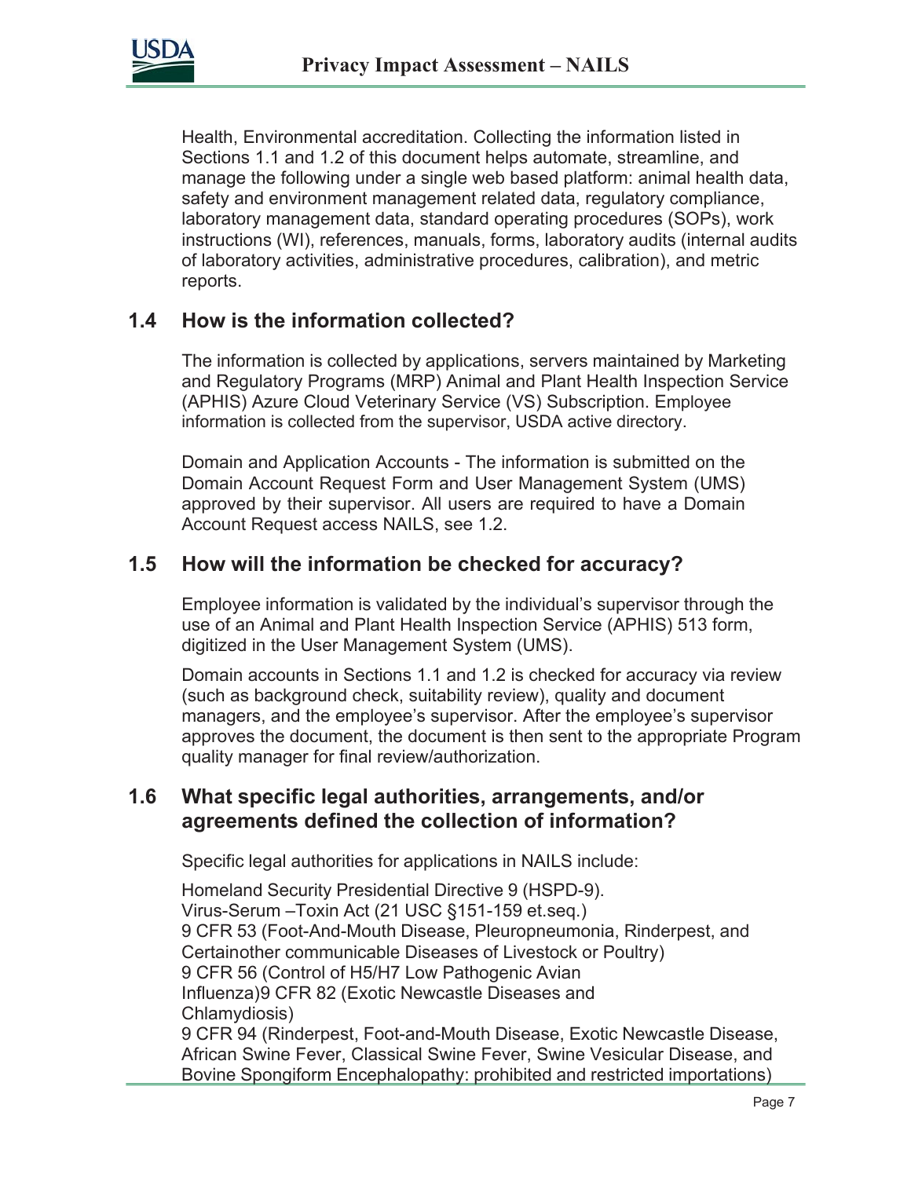Health, Environmental accreditation. Collecting the information listed in Sections 1.1 and 1.2 of this document helps automate, streamline, and manage the following under a single web based platform: animal health data, safety and environment management related data, regulatory compliance, laboratory management data, standard operating procedures (SOPs), work instructions (WI), references, manuals, forms, laboratory audits (internal audits of laboratory activities, administrative procedures, calibration), and metric reports.

## 1.4 How is the information collected?

The information is collected by applications, servers maintained by Marketing and Regulatory Programs (MRP) Animal and Plant Health Inspection Service (APHIS) Azure Cloud Veterinary Service (VS) Subscription. Employee information is collected from the supervisor, USDA active directory.

Domain and Application Accounts - The information is submitted on the Domain Account Request Form and User Management System (UMS) approved by their supervisor. All users are required to have a Domain Account Request access NAILS, see 1.2.

## 1.5 How will the information be checked for accuracy?

Employee information is validated by the individual's supervisor through the use of an Animal and Plant Health Inspection Service (APHIS) 513 form, digitized in the User Management System (UMS).

Domain accounts in Sections 1.1 and 1.2 is checked for accuracy via review (such as background check, suitability review), quality and document managers, and the employee's supervisor. After the employee's supervisor approves the document, the document is then sent to the appropriate Program quality manager for final review/authorization.

## 1.6 What specific legal authorities, arrangements, and/or agreements defined the collection of information?

Specific legal authorities for applications in NAILS include:

Homeland Security Presidential Directive 9 (HSPD-9).
Virus-Serum –Toxin Act (21 USC §151-159 et.seq.)
9 CFR 53 (Foot-And-Mouth Disease, Pleuropneumonia, Rinderpest, and Certainother communicable Diseases of Livestock or Poultry)
9 CFR 56 (Control of H5/H7 Low Pathogenic Avian Influenza)9 CFR 82 (Exotic Newcastle Diseases and Chlamydiosis)
9 CFR 94 (Rinderpest, Foot-and-Mouth Disease, Exotic Newcastle Disease, African Swine Fever, Classical Swine Fever, Swine Vesicular Disease, and Bovine Spongiform Encephalopathy: prohibited and restricted importations)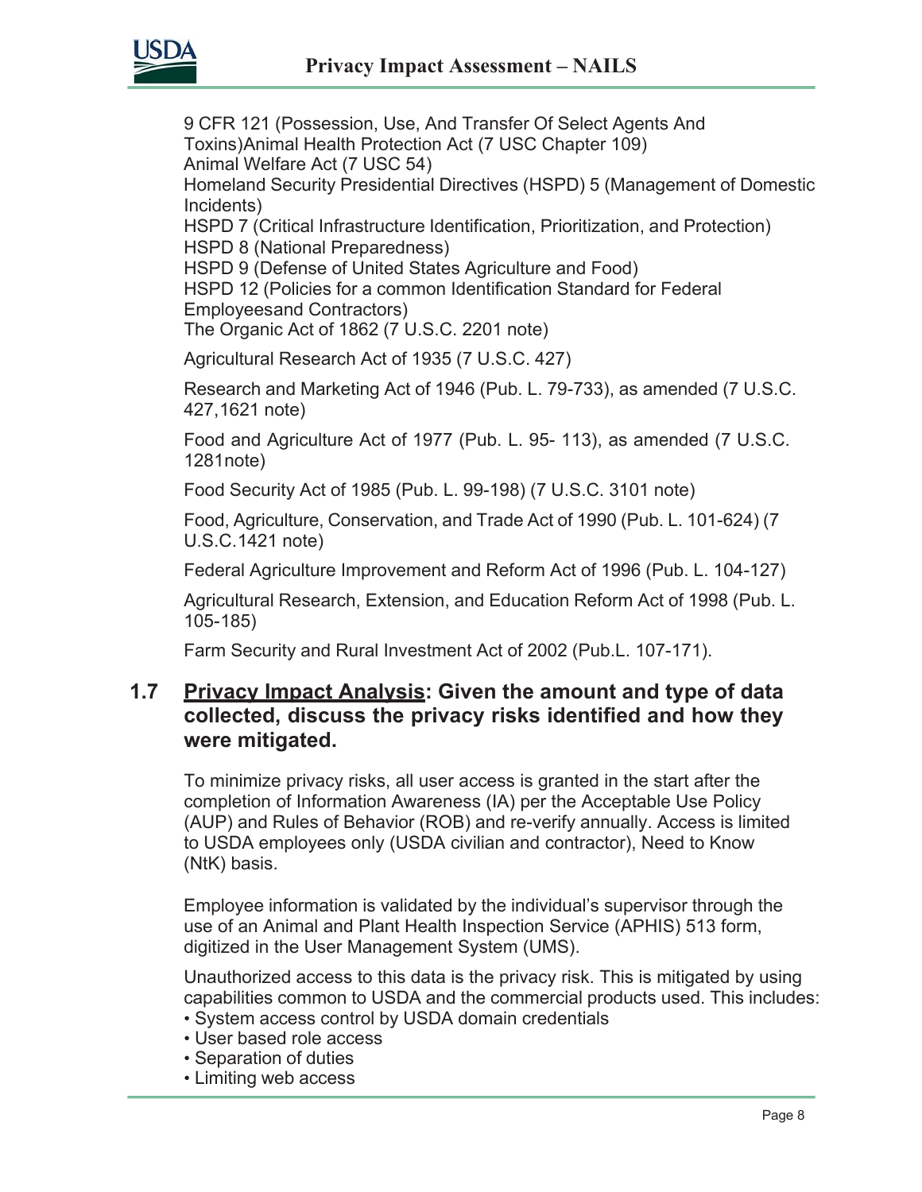9 CFR 121 (Possession, Use, And Transfer Of Select Agents And Toxins)Animal Health Protection Act (7 USC Chapter 109)
Animal Welfare Act (7 USC 54)
Homeland Security Presidential Directives (HSPD) 5 (Management of Domestic Incidents)
HSPD 7 (Critical Infrastructure Identification, Prioritization, and Protection)
HSPD 8 (National Preparedness)
HSPD 9 (Defense of United States Agriculture and Food)
HSPD 12 (Policies for a common Identification Standard for Federal Employeesand Contractors)
The Organic Act of 1862 (7 U.S.C. 2201 note)

Agricultural Research Act of 1935 (7 U.S.C. 427)

Research and Marketing Act of 1946 (Pub. L. 79-733), as amended (7 U.S.C. 427,1621 note)

Food and Agriculture Act of 1977 (Pub. L. 95- 113), as amended (7 U.S.C. 1281note)

Food Security Act of 1985 (Pub. L. 99-198) (7 U.S.C. 3101 note)

Food, Agriculture, Conservation, and Trade Act of 1990 (Pub. L. 101-624) (7 U.S.C.1421 note)

Federal Agriculture Improvement and Reform Act of 1996 (Pub. L. 104-127)

Agricultural Research, Extension, and Education Reform Act of 1998 (Pub. L. 105-185)

Farm Security and Rural Investment Act of 2002 (Pub.L. 107-171).

### 1.7 Privacy Impact Analysis: Given the amount and type of data collected, discuss the privacy risks identified and how they were mitigated.

To minimize privacy risks, all user access is granted in the start after the completion of Information Awareness (IA) per the Acceptable Use Policy (AUP) and Rules of Behavior (ROB) and re-verify annually. Access is limited to USDA employees only (USDA civilian and contractor), Need to Know (NtK) basis.

Employee information is validated by the individual's supervisor through the use of an Animal and Plant Health Inspection Service (APHIS) 513 form, digitized in the User Management System (UMS).

Unauthorized access to this data is the privacy risk. This is mitigated by using capabilities common to USDA and the commercial products used. This includes:

- System access control by USDA domain credentials
- User based role access
- Separation of duties
- Limiting web access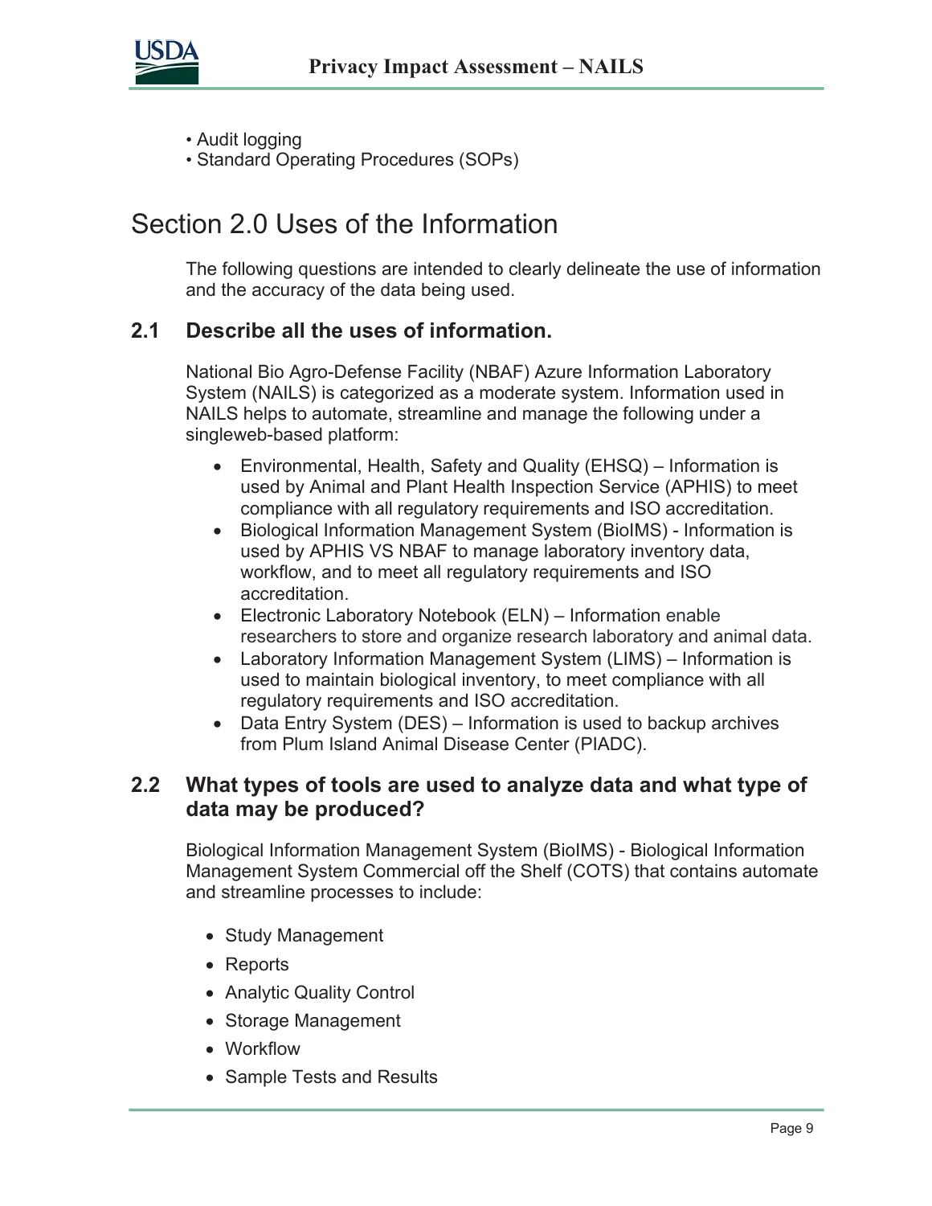- Audit logging
- Standard Operating Procedures (SOPs)

# Section 2.0 Uses of the Information

The following questions are intended to clearly delineate the use of information and the accuracy of the data being used.

## 2.1 Describe all the uses of information.

National Bio Agro-Defense Facility (NBAF) Azure Information Laboratory System (NAILS) is categorized as a moderate system. Information used in NAILS helps to automate, streamline and manage the following under a singleweb-based platform:

- Environmental, Health, Safety and Quality (EHSQ) – Information is used by Animal and Plant Health Inspection Service (APHIS) to meet compliance with all regulatory requirements and ISO accreditation.
- Biological Information Management System (BioIMS) - Information is used by APHIS VS NBAF to manage laboratory inventory data, workflow, and to meet all regulatory requirements and ISO accreditation.
- Electronic Laboratory Notebook (ELN) – Information enable researchers to store and organize research laboratory and animal data.
- Laboratory Information Management System (LIMS) – Information is used to maintain biological inventory, to meet compliance with all regulatory requirements and ISO accreditation.
- Data Entry System (DES) – Information is used to backup archives from Plum Island Animal Disease Center (PIADC).

## 2.2 What types of tools are used to analyze data and what type of data may be produced?

Biological Information Management System (BioIMS) - Biological Information Management System Commercial off the Shelf (COTS) that contains automate and streamline processes to include:

- Study Management
- Reports
- Analytic Quality Control
- Storage Management
- Workflow
- Sample Tests and Results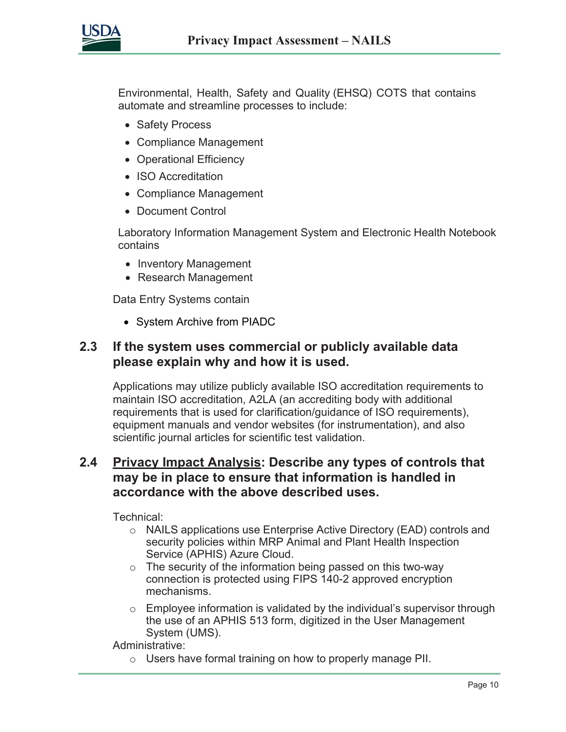Environmental, Health, Safety and Quality (EHSQ) COTS that contains automate and streamline processes to include:

- Safety Process
- Compliance Management
- Operational Efficiency
- ISO Accreditation
- Compliance Management
- Document Control

Laboratory Information Management System and Electronic Health Notebook contains

- Inventory Management
- Research Management

Data Entry Systems contain

- System Archive from PIADC

## 2.3 If the system uses commercial or publicly available data please explain why and how it is used.

Applications may utilize publicly available ISO accreditation requirements to maintain ISO accreditation, A2LA (an accrediting body with additional requirements that is used for clarification/guidance of ISO requirements), equipment manuals and vendor websites (for instrumentation), and also scientific journal articles for scientific test validation.

## 2.4 Privacy Impact Analysis: Describe any types of controls that may be in place to ensure that information is handled in accordance with the above described uses.

Technical:

- NAILS applications use Enterprise Active Directory (EAD) controls and security policies within MRP Animal and Plant Health Inspection Service (APHIS) Azure Cloud.
- The security of the information being passed on this two-way connection is protected using FIPS 140-2 approved encryption mechanisms.
- Employee information is validated by the individual's supervisor through the use of an APHIS 513 form, digitized in the User Management System (UMS).

Administrative:

- Users have formal training on how to properly manage PII.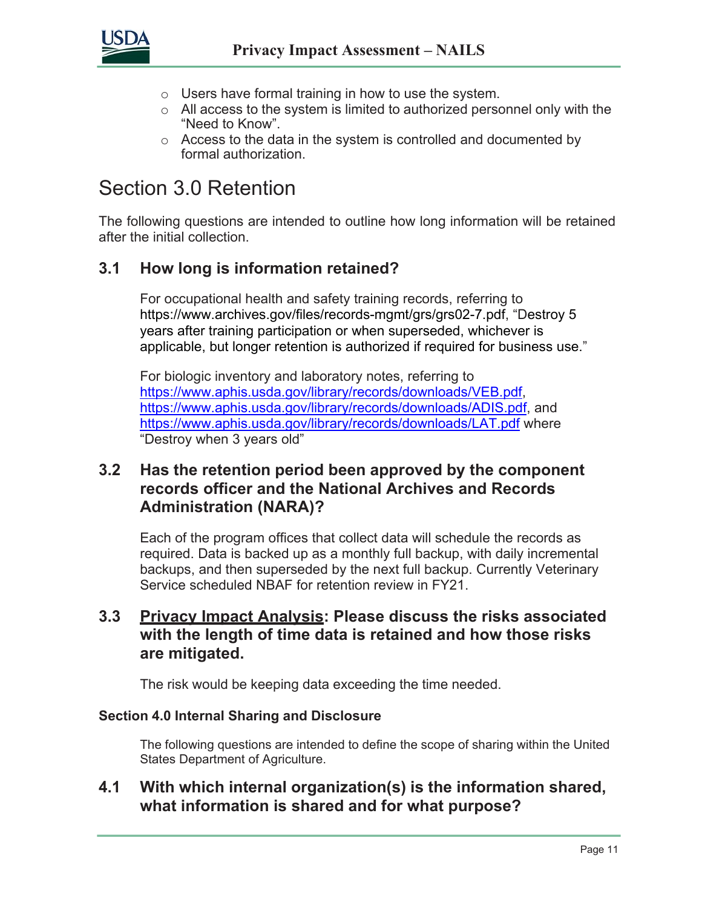- Users have formal training in how to use the system.
- All access to the system is limited to authorized personnel only with the "Need to Know".
- Access to the data in the system is controlled and documented by formal authorization.

# Section 3.0 Retention

The following questions are intended to outline how long information will be retained after the initial collection.

## 3.1 How long is information retained?

For occupational health and safety training records, referring to https://www.archives.gov/files/records-mgmt/grs/grs02-7.pdf, "Destroy 5 years after training participation or when superseded, whichever is applicable, but longer retention is authorized if required for business use."

For biologic inventory and laboratory notes, referring to https://www.aphis.usda.gov/library/records/downloads/VEB.pdf, https://www.aphis.usda.gov/library/records/downloads/ADIS.pdf, and https://www.aphis.usda.gov/library/records/downloads/LAT.pdf where "Destroy when 3 years old"

## 3.2 Has the retention period been approved by the component records officer and the National Archives and Records Administration (NARA)?

Each of the program offices that collect data will schedule the records as required. Data is backed up as a monthly full backup, with daily incremental backups, and then superseded by the next full backup. Currently Veterinary Service scheduled NBAF for retention review in FY21.

## 3.3 Privacy Impact Analysis: Please discuss the risks associated with the length of time data is retained and how those risks are mitigated.

The risk would be keeping data exceeding the time needed.

**Section 4.0 Internal Sharing and Disclosure**

The following questions are intended to define the scope of sharing within the United States Department of Agriculture.

## 4.1 With which internal organization(s) is the information shared, what information is shared and for what purpose?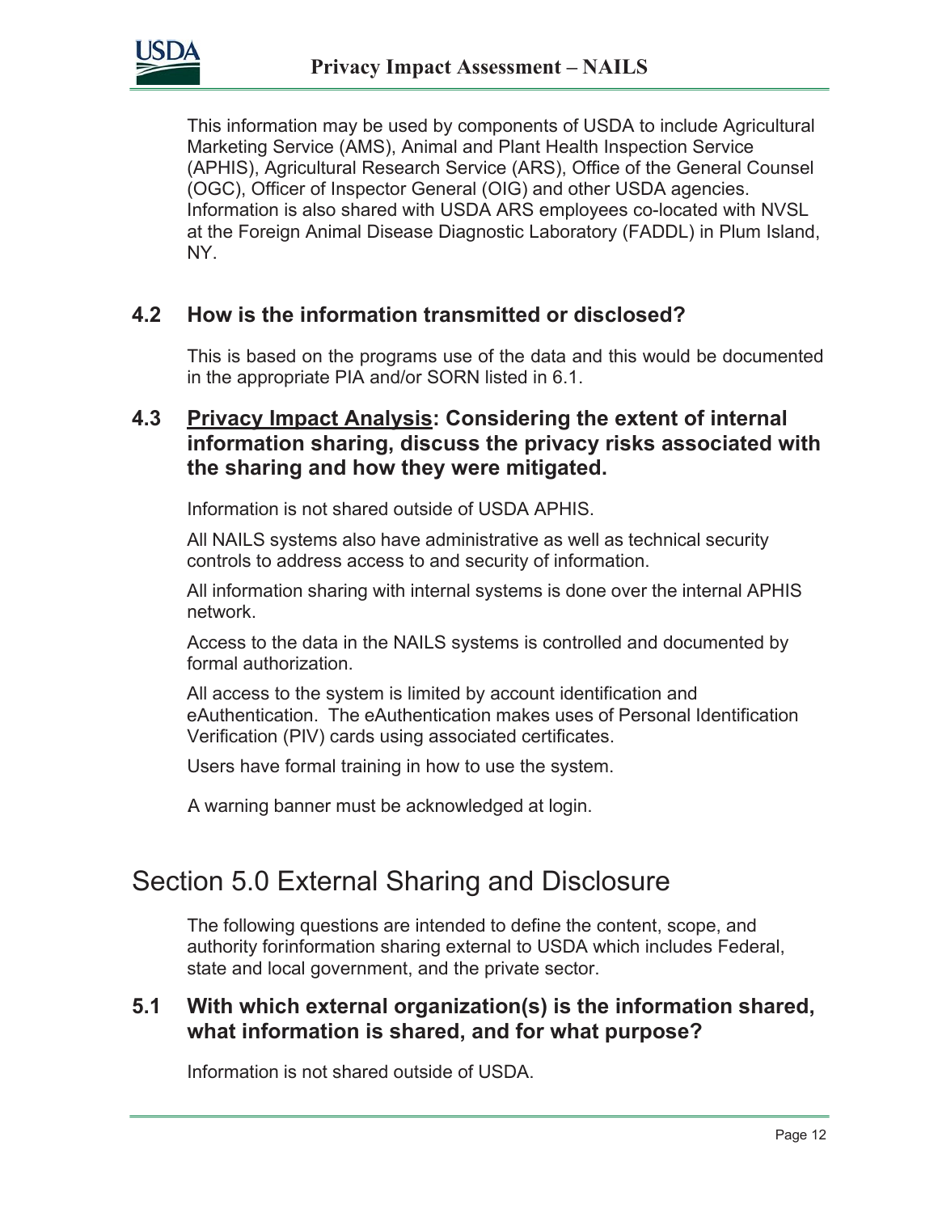This information may be used by components of USDA to include Agricultural Marketing Service (AMS), Animal and Plant Health Inspection Service (APHIS), Agricultural Research Service (ARS), Office of the General Counsel (OGC), Officer of Inspector General (OIG) and other USDA agencies. Information is also shared with USDA ARS employees co-located with NVSL at the Foreign Animal Disease Diagnostic Laboratory (FADDL) in Plum Island, NY.

### 4.2 How is the information transmitted or disclosed?

This is based on the programs use of the data and this would be documented in the appropriate PIA and/or SORN listed in 6.1.

### 4.3 <u>Privacy Impact Analysis</u>: Considering the extent of internal information sharing, discuss the privacy risks associated with the sharing and how they were mitigated.

Information is not shared outside of USDA APHIS.

All NAILS systems also have administrative as well as technical security controls to address access to and security of information.

All information sharing with internal systems is done over the internal APHIS network.

Access to the data in the NAILS systems is controlled and documented by formal authorization.

All access to the system is limited by account identification and eAuthentication. The eAuthentication makes uses of Personal Identification Verification (PIV) cards using associated certificates.

Users have formal training in how to use the system.

A warning banner must be acknowledged at login.

## Section 5.0 External Sharing and Disclosure

The following questions are intended to define the content, scope, and authority forinformation sharing external to USDA which includes Federal, state and local government, and the private sector.

### 5.1 With which external organization(s) is the information shared, what information is shared, and for what purpose?

Information is not shared outside of USDA.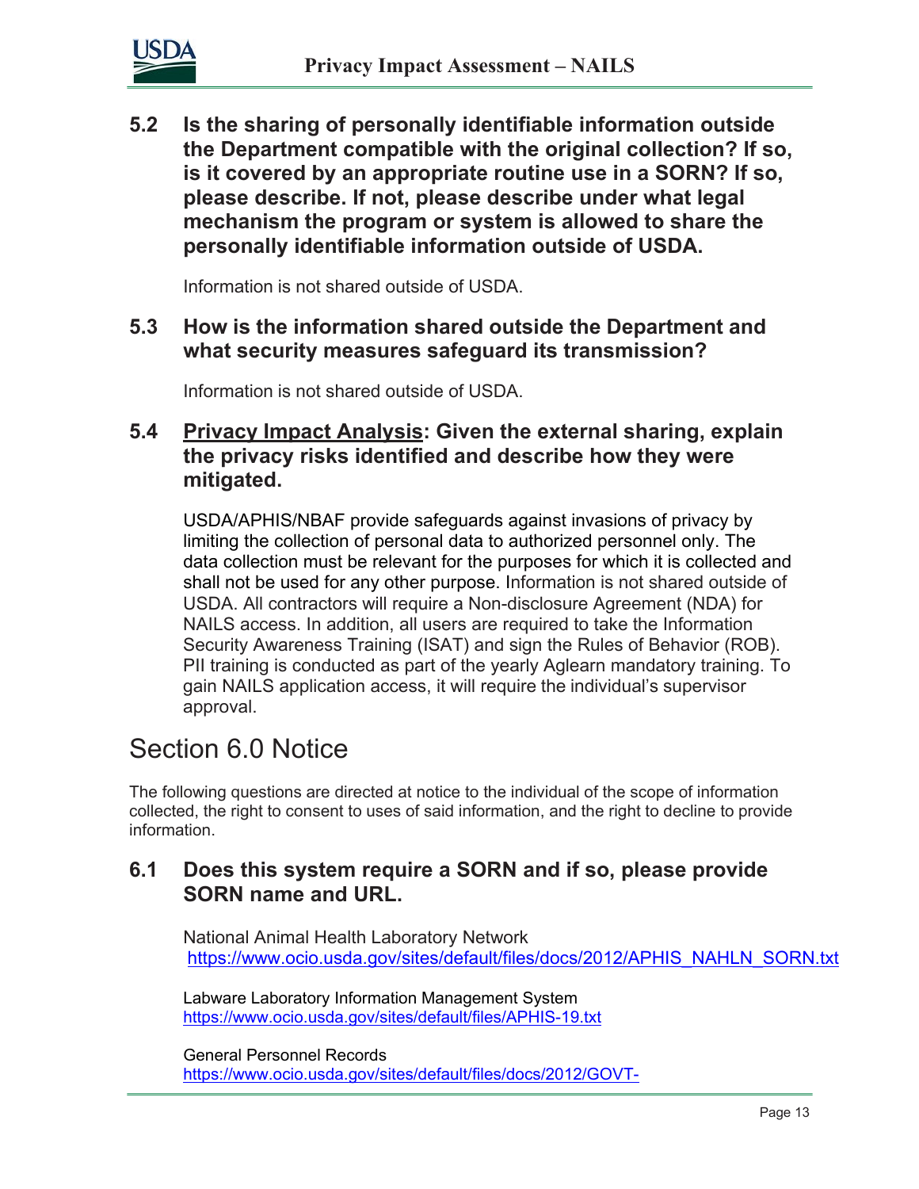### 5.2 Is the sharing of personally identifiable information outside the Department compatible with the original collection? If so, is it covered by an appropriate routine use in a SORN? If so, please describe. If not, please describe under what legal mechanism the program or system is allowed to share the personally identifiable information outside of USDA.

Information is not shared outside of USDA.

### 5.3 How is the information shared outside the Department and what security measures safeguard its transmission?

Information is not shared outside of USDA.

### 5.4 Privacy Impact Analysis: Given the external sharing, explain the privacy risks identified and describe how they were mitigated.

USDA/APHIS/NBAF provide safeguards against invasions of privacy by limiting the collection of personal data to authorized personnel only. The data collection must be relevant for the purposes for which it is collected and shall not be used for any other purpose. Information is not shared outside of USDA. All contractors will require a Non-disclosure Agreement (NDA) for NAILS access. In addition, all users are required to take the Information Security Awareness Training (ISAT) and sign the Rules of Behavior (ROB). PII training is conducted as part of the yearly Aglearn mandatory training. To gain NAILS application access, it will require the individual's supervisor approval.

## Section 6.0 Notice

The following questions are directed at notice to the individual of the scope of information collected, the right to consent to uses of said information, and the right to decline to provide information.

### 6.1 Does this system require a SORN and if so, please provide SORN name and URL.

National Animal Health Laboratory Network
https://www.ocio.usda.gov/sites/default/files/docs/2012/APHIS_NAHLN_SORN.txt

Labware Laboratory Information Management System
https://www.ocio.usda.gov/sites/default/files/APHIS-19.txt

General Personnel Records
https://www.ocio.usda.gov/sites/default/files/docs/2012/GOVT-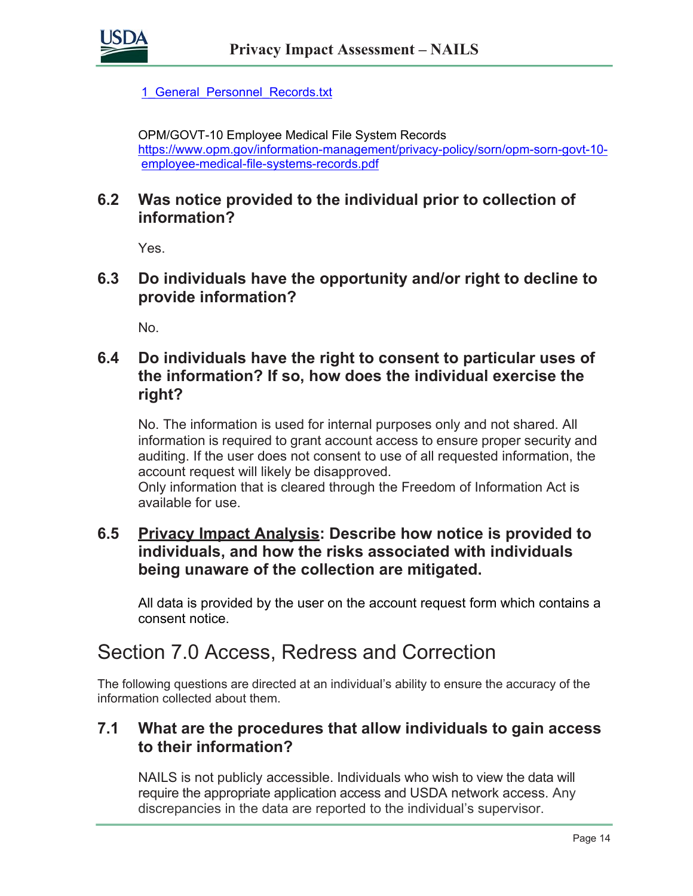1_General_Personnel_Records.txt

OPM/GOVT-10 Employee Medical File System Records
https://www.opm.gov/information-management/privacy-policy/sorn/opm-sorn-govt-10-employee-medical-file-systems-records.pdf

### 6.2 Was notice provided to the individual prior to collection of information?

Yes.

### 6.3 Do individuals have the opportunity and/or right to decline to provide information?

No.

### 6.4 Do individuals have the right to consent to particular uses of the information? If so, how does the individual exercise the right?

No. The information is used for internal purposes only and not shared. All information is required to grant account access to ensure proper security and auditing. If the user does not consent to use of all requested information, the account request will likely be disapproved.
Only information that is cleared through the Freedom of Information Act is available for use.

### 6.5 Privacy Impact Analysis: Describe how notice is provided to individuals, and how the risks associated with individuals being unaware of the collection are mitigated.

All data is provided by the user on the account request form which contains a consent notice.

## Section 7.0 Access, Redress and Correction

The following questions are directed at an individual's ability to ensure the accuracy of the information collected about them.

### 7.1 What are the procedures that allow individuals to gain access to their information?

NAILS is not publicly accessible. Individuals who wish to view the data will require the appropriate application access and USDA network access. Any discrepancies in the data are reported to the individual's supervisor.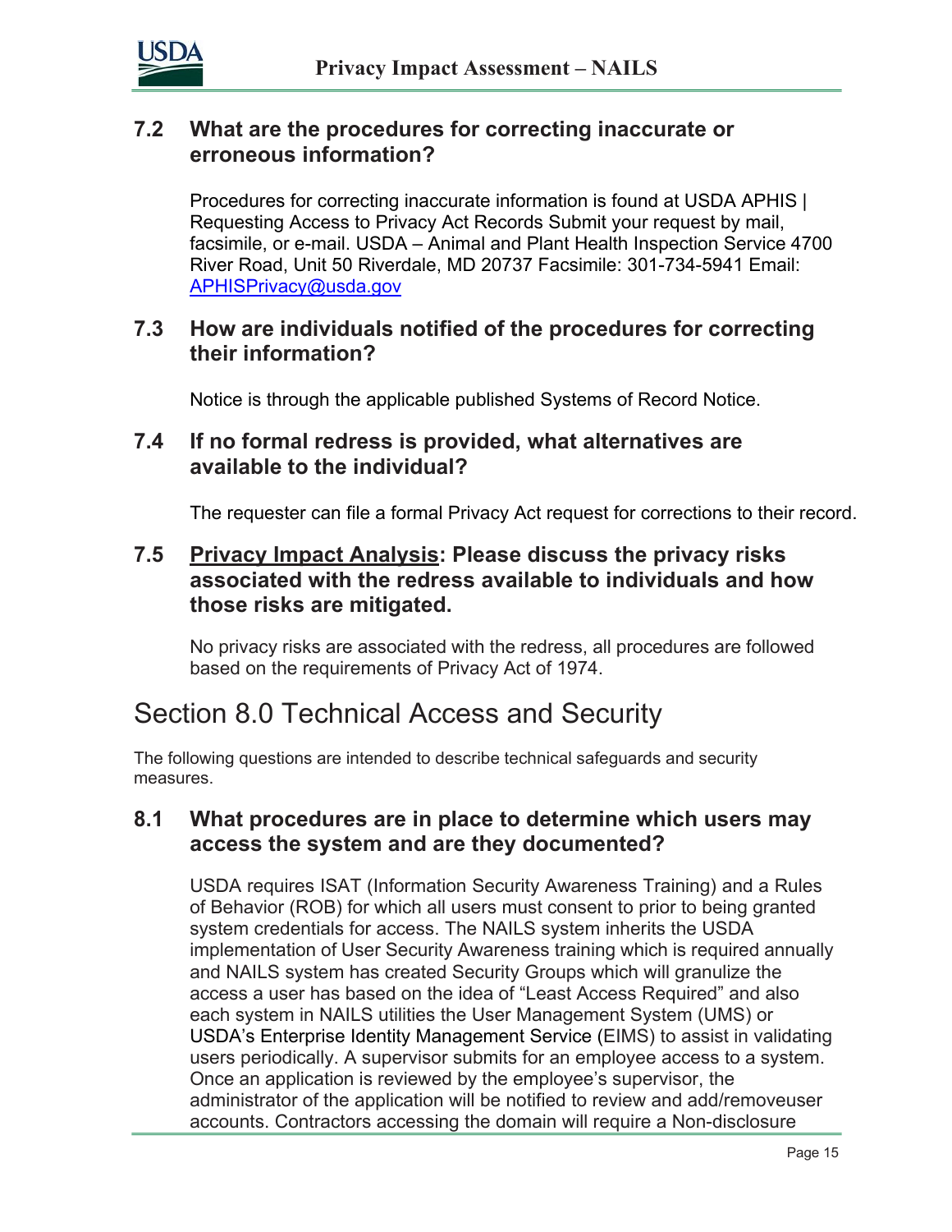### 7.2 What are the procedures for correcting inaccurate or erroneous information?

Procedures for correcting inaccurate information is found at USDA APHIS | Requesting Access to Privacy Act Records Submit your request by mail, facsimile, or e-mail. USDA – Animal and Plant Health Inspection Service 4700 River Road, Unit 50 Riverdale, MD 20737 Facsimile: 301-734-5941 Email: [APHISPrivacy@usda.gov](mailto:APHISPrivacy@usda.gov)

### 7.3 How are individuals notified of the procedures for correcting their information?

Notice is through the applicable published Systems of Record Notice.

### 7.4 If no formal redress is provided, what alternatives are available to the individual?

The requester can file a formal Privacy Act request for corrections to their record.

### 7.5 Privacy Impact Analysis: Please discuss the privacy risks associated with the redress available to individuals and how those risks are mitigated.

No privacy risks are associated with the redress, all procedures are followed based on the requirements of Privacy Act of 1974.

## Section 8.0 Technical Access and Security

The following questions are intended to describe technical safeguards and security measures.

### 8.1 What procedures are in place to determine which users may access the system and are they documented?

USDA requires ISAT (Information Security Awareness Training) and a Rules of Behavior (ROB) for which all users must consent to prior to being granted system credentials for access. The NAILS system inherits the USDA implementation of User Security Awareness training which is required annually and NAILS system has created Security Groups which will granulize the access a user has based on the idea of "Least Access Required" and also each system in NAILS utilities the User Management System (UMS) or USDA's Enterprise Identity Management Service (EIMS) to assist in validating users periodically. A supervisor submits for an employee access to a system. Once an application is reviewed by the employee's supervisor, the administrator of the application will be notified to review and add/removeuser accounts. Contractors accessing the domain will require a Non-disclosure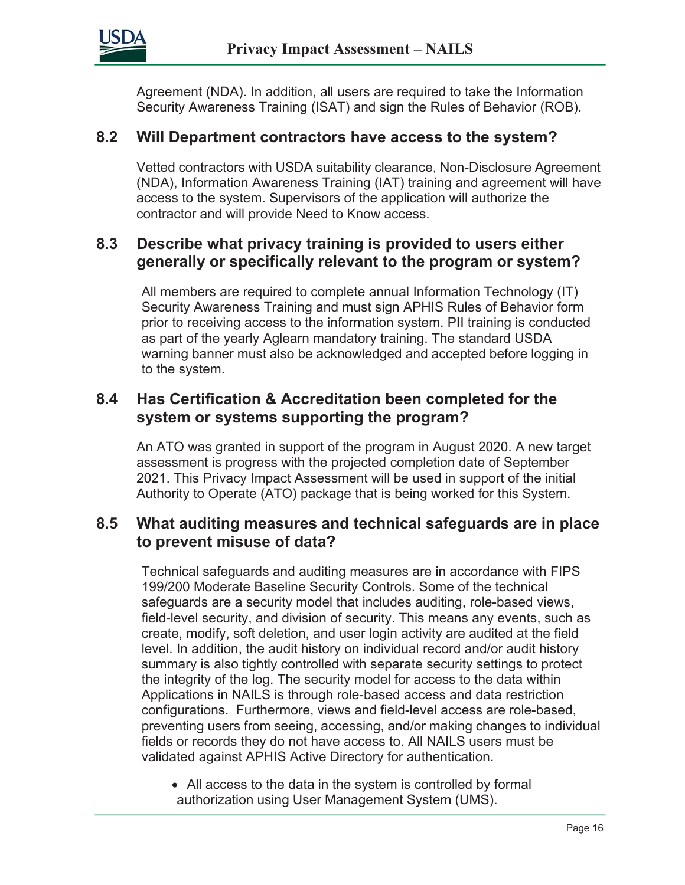Agreement (NDA). In addition, all users are required to take the Information Security Awareness Training (ISAT) and sign the Rules of Behavior (ROB).

## 8.2 Will Department contractors have access to the system?

Vetted contractors with USDA suitability clearance, Non-Disclosure Agreement (NDA), Information Awareness Training (IAT) training and agreement will have access to the system. Supervisors of the application will authorize the contractor and will provide Need to Know access.

## 8.3 Describe what privacy training is provided to users either generally or specifically relevant to the program or system?

All members are required to complete annual Information Technology (IT) Security Awareness Training and must sign APHIS Rules of Behavior form prior to receiving access to the information system. PII training is conducted as part of the yearly Aglearn mandatory training. The standard USDA warning banner must also be acknowledged and accepted before logging in to the system.

## 8.4 Has Certification & Accreditation been completed for the system or systems supporting the program?

An ATO was granted in support of the program in August 2020. A new target assessment is progress with the projected completion date of September 2021. This Privacy Impact Assessment will be used in support of the initial Authority to Operate (ATO) package that is being worked for this System.

## 8.5 What auditing measures and technical safeguards are in place to prevent misuse of data?

Technical safeguards and auditing measures are in accordance with FIPS 199/200 Moderate Baseline Security Controls. Some of the technical safeguards are a security model that includes auditing, role-based views, field-level security, and division of security. This means any events, such as create, modify, soft deletion, and user login activity are audited at the field level. In addition, the audit history on individual record and/or audit history summary is also tightly controlled with separate security settings to protect the integrity of the log. The security model for access to the data within Applications in NAILS is through role-based access and data restriction configurations. Furthermore, views and field-level access are role-based, preventing users from seeing, accessing, and/or making changes to individual fields or records they do not have access to. All NAILS users must be validated against APHIS Active Directory for authentication.

- All access to the data in the system is controlled by formal authorization using User Management System (UMS).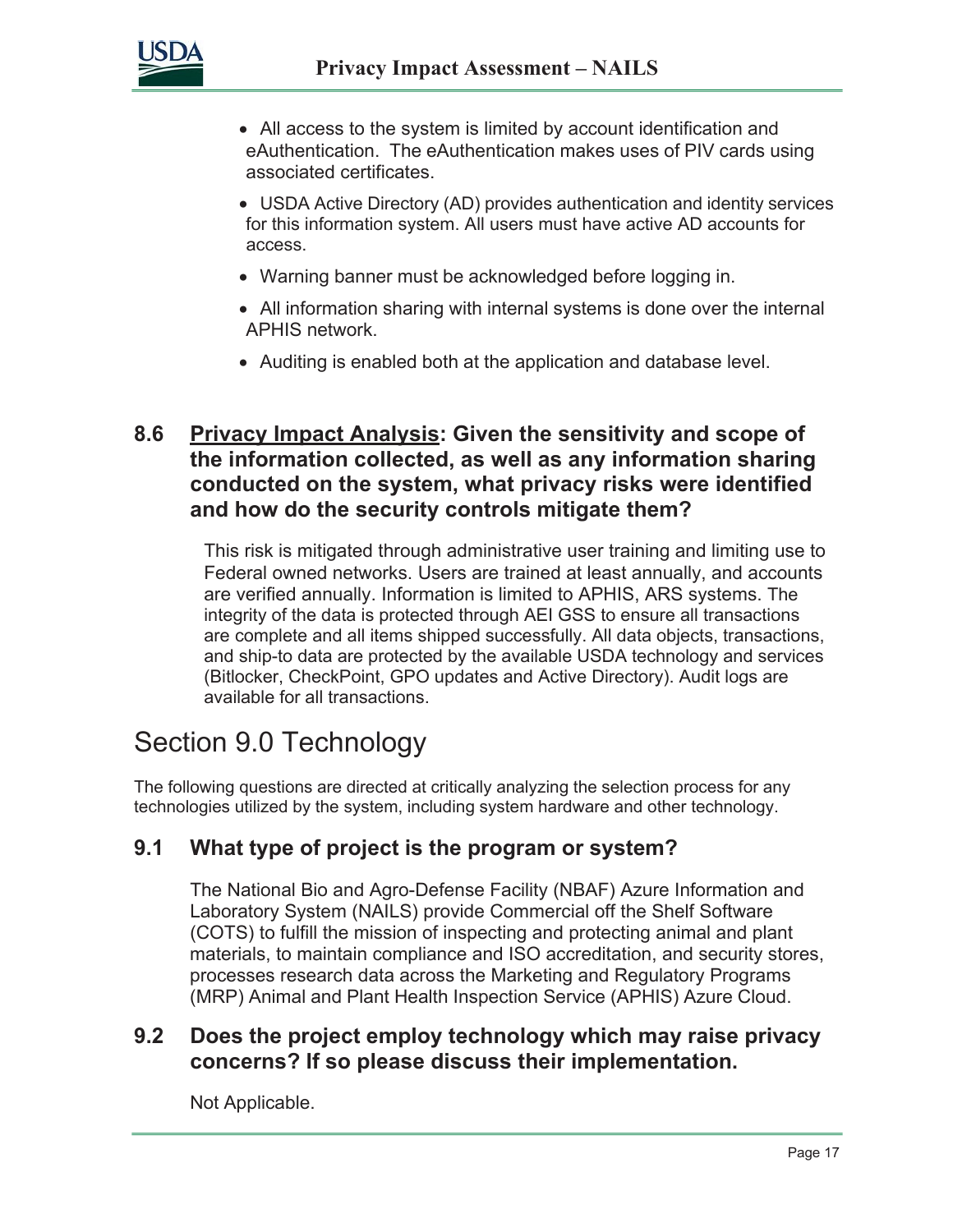- All access to the system is limited by account identification and eAuthentication. The eAuthentication makes uses of PIV cards using associated certificates.
- USDA Active Directory (AD) provides authentication and identity services for this information system. All users must have active AD accounts for access.
- Warning banner must be acknowledged before logging in.
- All information sharing with internal systems is done over the internal APHIS network.
- Auditing is enabled both at the application and database level.

### 8.6 <u>Privacy Impact Analysis</u>: Given the sensitivity and scope of the information collected, as well as any information sharing conducted on the system, what privacy risks were identified and how do the security controls mitigate them?

This risk is mitigated through administrative user training and limiting use to Federal owned networks. Users are trained at least annually, and accounts are verified annually. Information is limited to APHIS, ARS systems. The integrity of the data is protected through AEI GSS to ensure all transactions are complete and all items shipped successfully. All data objects, transactions, and ship-to data are protected by the available USDA technology and services (Bitlocker, CheckPoint, GPO updates and Active Directory). Audit logs are available for all transactions.

## Section 9.0 Technology

The following questions are directed at critically analyzing the selection process for any technologies utilized by the system, including system hardware and other technology.

### 9.1 What type of project is the program or system?

The National Bio and Agro-Defense Facility (NBAF) Azure Information and Laboratory System (NAILS) provide Commercial off the Shelf Software (COTS) to fulfill the mission of inspecting and protecting animal and plant materials, to maintain compliance and ISO accreditation, and security stores, processes research data across the Marketing and Regulatory Programs (MRP) Animal and Plant Health Inspection Service (APHIS) Azure Cloud.

### 9.2 Does the project employ technology which may raise privacy concerns? If so please discuss their implementation.

Not Applicable.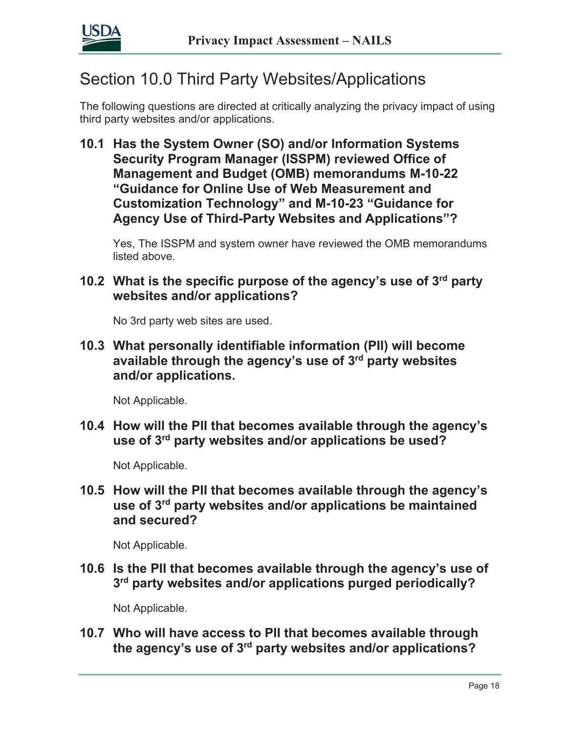# Section 10.0 Third Party Websites/Applications

The following questions are directed at critically analyzing the privacy impact of using third party websites and/or applications.

### 10.1 Has the System Owner (SO) and/or Information Systems Security Program Manager (ISSPM) reviewed Office of Management and Budget (OMB) memorandums M-10-22 "Guidance for Online Use of Web Measurement and Customization Technology" and M-10-23 "Guidance for Agency Use of Third-Party Websites and Applications"?

Yes, The ISSPM and system owner have reviewed the OMB memorandums listed above.

### 10.2 What is the specific purpose of the agency's use of 3rd party websites and/or applications?

No 3rd party web sites are used.

### 10.3 What personally identifiable information (PII) will become available through the agency's use of 3rd party websites and/or applications.

Not Applicable.

### 10.4 How will the PII that becomes available through the agency's use of 3rd party websites and/or applications be used?

Not Applicable.

### 10.5 How will the PII that becomes available through the agency's use of 3rd party websites and/or applications be maintained and secured?

Not Applicable.

### 10.6 Is the PII that becomes available through the agency's use of 3rd party websites and/or applications purged periodically?

Not Applicable.

### 10.7 Who will have access to PII that becomes available through the agency's use of 3rd party websites and/or applications?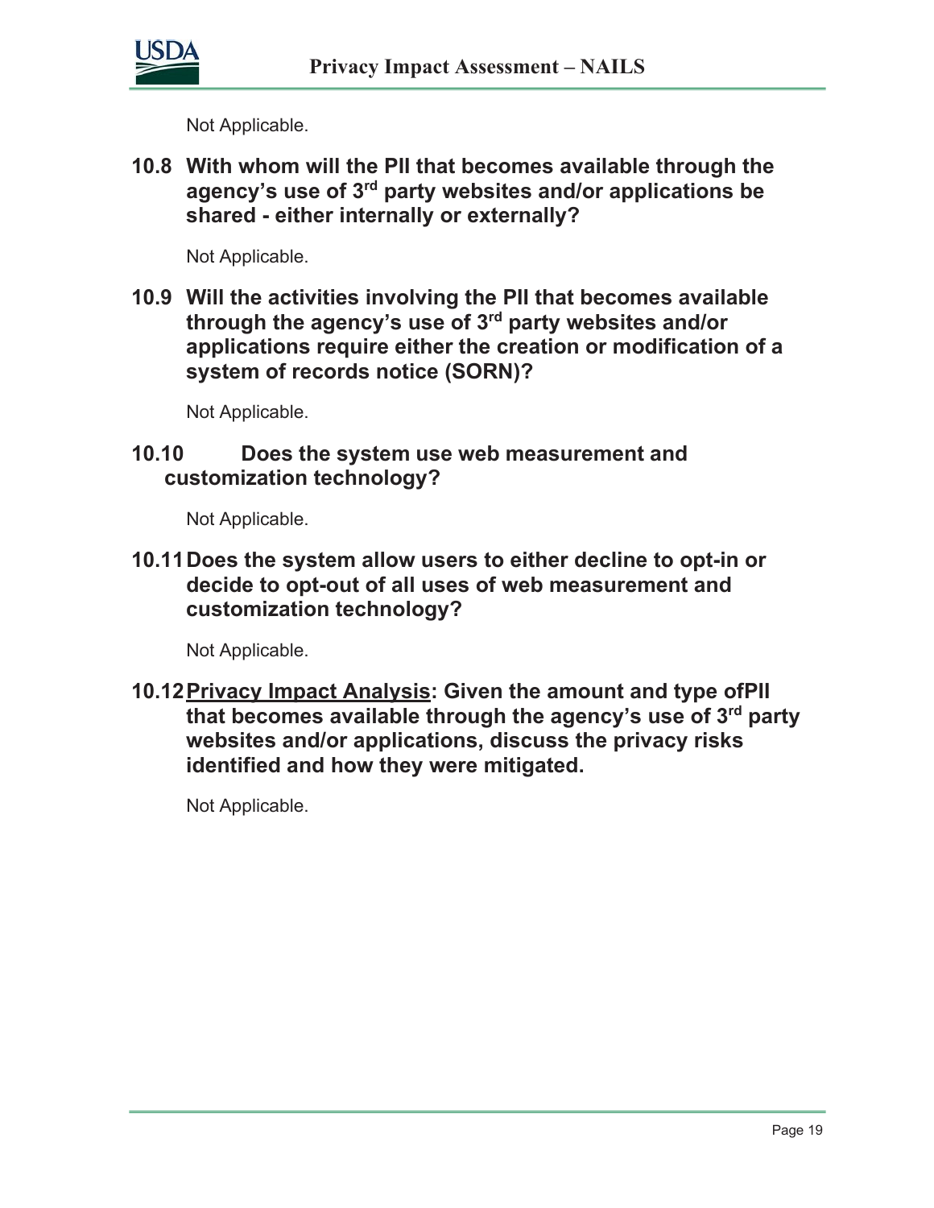Not Applicable.

**10.8 With whom will the PII that becomes available through the agency's use of 3rd party websites and/or applications be shared - either internally or externally?**

Not Applicable.

**10.9 Will the activities involving the PII that becomes available through the agency's use of 3rd party websites and/or applications require either the creation or modification of a system of records notice (SORN)?**

Not Applicable.

**10.10 Does the system use web measurement and customization technology?**

Not Applicable.

**10.11 Does the system allow users to either decline to opt-in or decide to opt-out of all uses of web measurement and customization technology?**

Not Applicable.

**10.12 Privacy Impact Analysis: Given the amount and type ofPII that becomes available through the agency's use of 3rd party websites and/or applications, discuss the privacy risks identified and how they were mitigated.**

Not Applicable.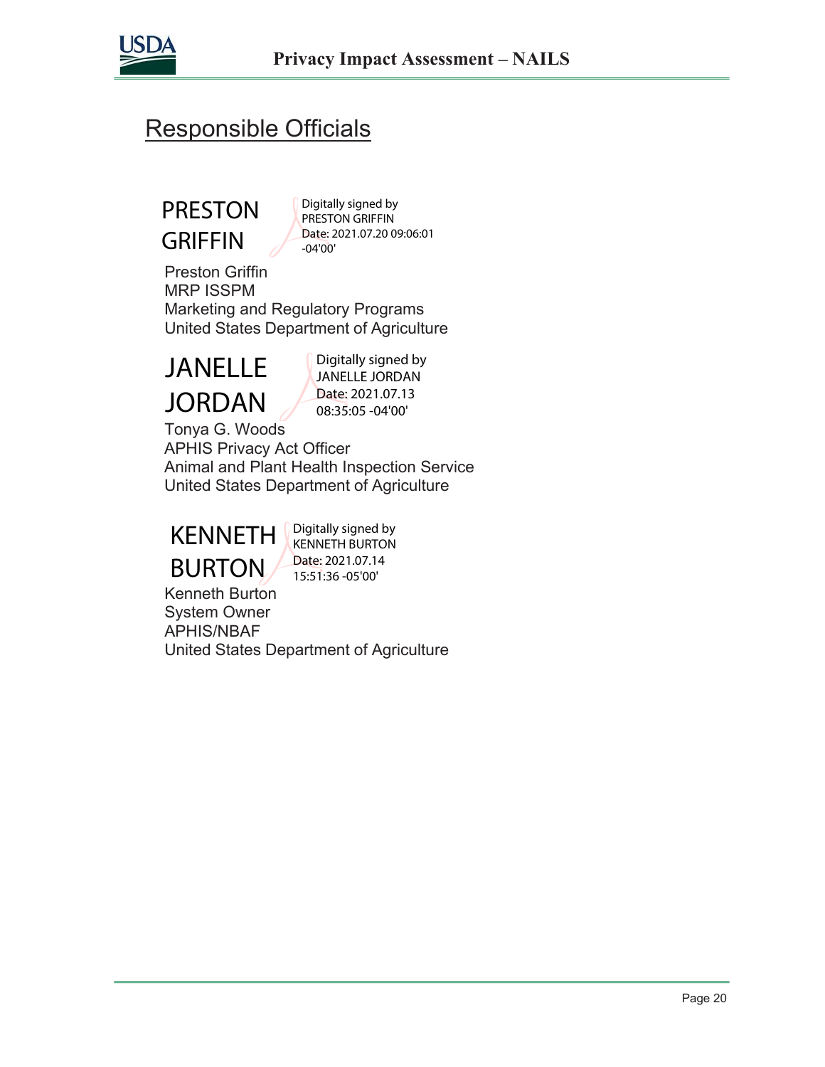## Responsible Officials

PRESTON GRIFFIN

Digitally signed by PRESTON GRIFFIN
Date: 2021.07.20 09:06:01 -04'00'

Preston Griffin
MRP ISSPM
Marketing and Regulatory Programs
United States Department of Agriculture

JANELLE JORDAN

Digitally signed by JANELLE JORDAN
Date: 2021.07.13 08:35:05 -04'00'

Tonya G. Woods
APHIS Privacy Act Officer
Animal and Plant Health Inspection Service
United States Department of Agriculture

KENNETH BURTON

Digitally signed by KENNETH BURTON
Date: 2021.07.14 15:51:36 -05'00'

Kenneth Burton
System Owner
APHIS/NBAF
United States Department of Agriculture